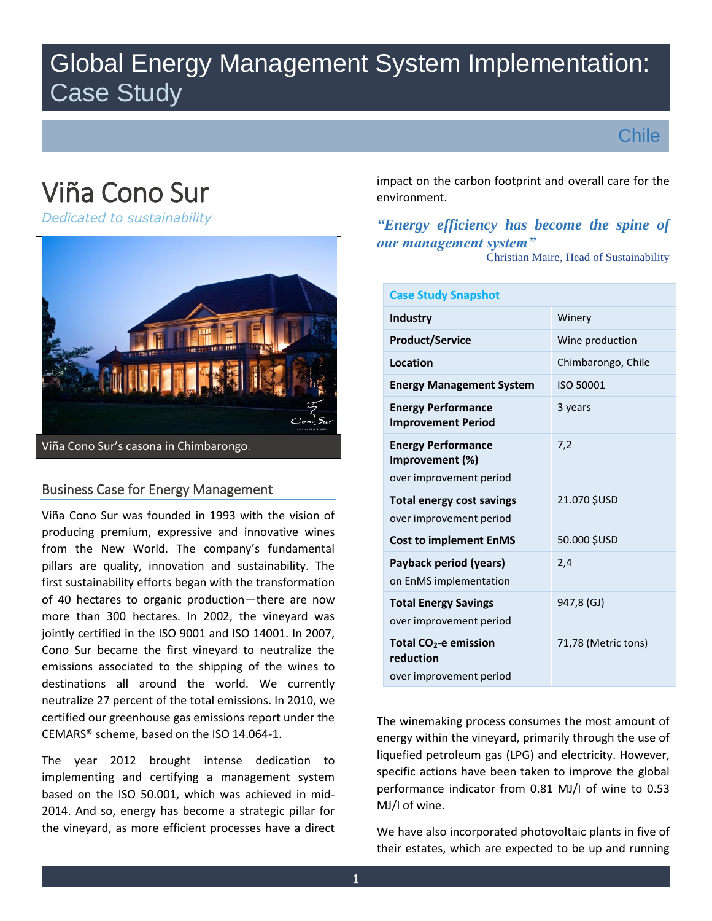# Global Energy Management System Implementation: Case Study

Chile

# Viña Cono Sur

*Dedicated to sustainability*

Viña Cono Sur's casona in Chimbarongo.

## Business Case for Energy Management

Viña Cono Sur was founded in 1993 with the vision of producing premium, expressive and innovative wines from the New World. The company's fundamental pillars are quality, innovation and sustainability. The first sustainability efforts began with the transformation of 40 hectares to organic production—there are now more than 300 hectares. In 2002, the vineyard was jointly certified in the ISO 9001 and ISO 14001. In 2007, Cono Sur became the first vineyard to neutralize the emissions associated to the shipping of the wines to destinations all around the world. We currently neutralize 27 percent of the total emissions. In 2010, we certified our greenhouse gas emissions report under the CEMARS® scheme, based on the ISO 14.064-1.

The year 2012 brought intense dedication to implementing and certifying a management system based on the ISO 50.001, which was achieved in mid-2014. And so, energy has become a strategic pillar for the vineyard, as more efficient processes have a direct impact on the carbon footprint and overall care for the environment.

> ***"Energy efficiency has become the spine of our management system"***
>
> —Christian Maire, Head of Sustainability

| Case Study Snapshot | |
|---|---|
| **Industry** | Winery |
| **Product/Service** | Wine production |
| **Location** | Chimbarongo, Chile |
| **Energy Management System** | ISO 50001 |
| **Energy Performance Improvement Period** | 3 years |
| **Energy Performance Improvement (%)** over improvement period | 7,2 |
| **Total energy cost savings** over improvement period | 21.070 $USD |
| **Cost to implement EnMS** | 50.000 $USD |
| **Payback period (years)** on EnMS implementation | 2,4 |
| **Total Energy Savings** over improvement period | 947,8 (GJ) |
| **Total $CO_2$-e emission reduction** over improvement period | 71,78 (Metric tons) |

The winemaking process consumes the most amount of energy within the vineyard, primarily through the use of liquefied petroleum gas (LPG) and electricity. However, specific actions have been taken to improve the global performance indicator from 0.81 MJ/l of wine to 0.53 MJ/l of wine.

We have also incorporated photovoltaic plants in five of their estates, which are expected to be up and running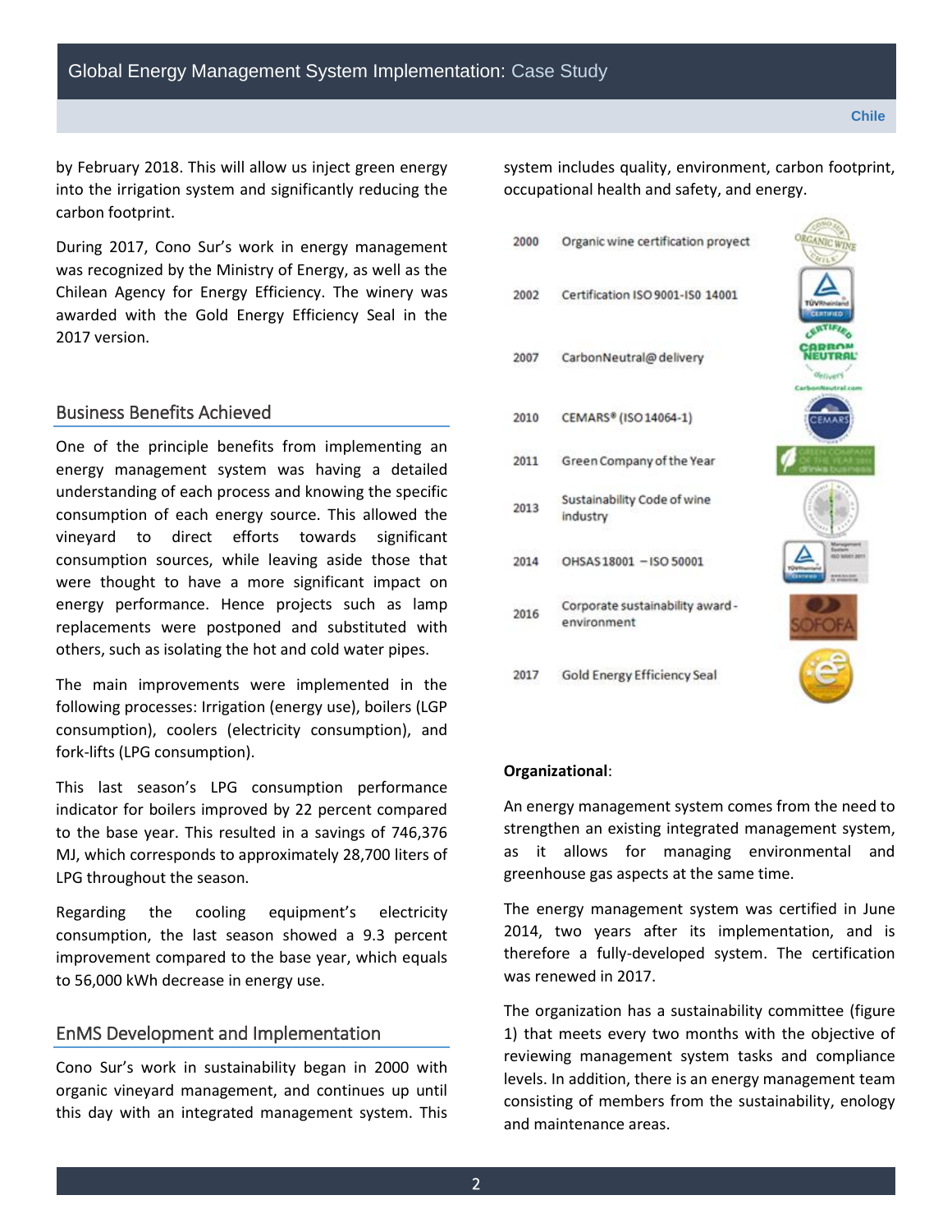by February 2018. This will allow us inject green energy into the irrigation system and significantly reducing the carbon footprint.

During 2017, Cono Sur's work in energy management was recognized by the Ministry of Energy, as well as the Chilean Agency for Energy Efficiency. The winery was awarded with the Gold Energy Efficiency Seal in the 2017 version.

## Business Benefits Achieved

One of the principle benefits from implementing an energy management system was having a detailed understanding of each process and knowing the specific consumption of each energy source. This allowed the vineyard to direct efforts towards significant consumption sources, while leaving aside those that were thought to have a more significant impact on energy performance. Hence projects such as lamp replacements were postponed and substituted with others, such as isolating the hot and cold water pipes.

The main improvements were implemented in the following processes: Irrigation (energy use), boilers (LGP consumption), coolers (electricity consumption), and fork-lifts (LPG consumption).

This last season's LPG consumption performance indicator for boilers improved by 22 percent compared to the base year. This resulted in a savings of 746,376 MJ, which corresponds to approximately 28,700 liters of LPG throughout the season.

Regarding the cooling equipment's electricity consumption, the last season showed a 9.3 percent improvement compared to the base year, which equals to 56,000 kWh decrease in energy use.

## EnMS Development and Implementation

Cono Sur's work in sustainability began in 2000 with organic vineyard management, and continues up until this day with an integrated management system. This system includes quality, environment, carbon footprint, occupational health and safety, and energy.

| Year | Milestone |
|---|---|
| 2000 | Organic wine certification proyect |
| 2002 | Certification ISO 9001-ISO 14001 |
| 2007 | CarbonNeutral@ delivery |
| 2010 | CEMARS® (ISO 14064-1) |
| 2011 | Green Company of the Year |
| 2013 | Sustainability Code of wine industry |
| 2014 | OHSAS 18001 – ISO 50001 |
| 2016 | Corporate sustainability award - environment |
| 2017 | Gold Energy Efficiency Seal |

**Organizational**:

An energy management system comes from the need to strengthen an existing integrated management system, as it allows for managing environmental and greenhouse gas aspects at the same time.

The energy management system was certified in June 2014, two years after its implementation, and is therefore a fully-developed system. The certification was renewed in 2017.

The organization has a sustainability committee (figure 1) that meets every two months with the objective of reviewing management system tasks and compliance levels. In addition, there is an energy management team consisting of members from the sustainability, enology and maintenance areas.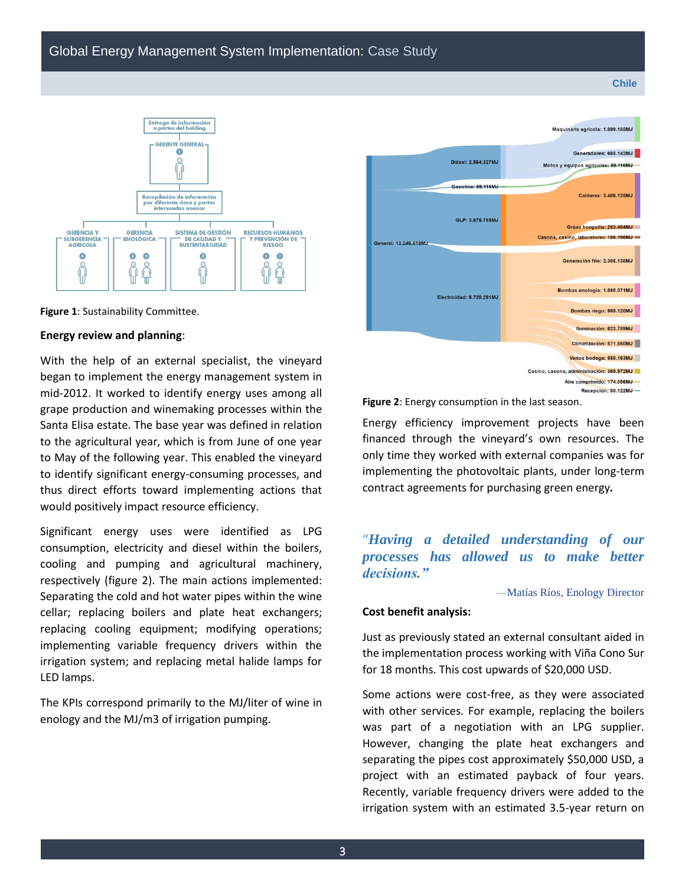Figure 1: Sustainability Committee.

**Energy review and planning**:

With the help of an external specialist, the vineyard began to implement the energy management system in mid-2012. It worked to identify energy uses among all grape production and winemaking processes within the Santa Elisa estate. The base year was defined in relation to the agricultural year, which is from June of one year to May of the following year. This enabled the vineyard to identify significant energy-consuming processes, and thus direct efforts toward implementing actions that would positively impact resource efficiency.

Significant energy uses were identified as LPG consumption, electricity and diesel within the boilers, cooling and pumping and agricultural machinery, respectively (figure 2). The main actions implemented: Separating the cold and hot water pipes within the wine cellar; replacing boilers and plate heat exchangers; replacing cooling equipment; modifying operations; implementing variable frequency drivers within the irrigation system; and replacing metal halide lamps for LED lamps.

The KPIs correspond primarily to the MJ/liter of wine in enology and the MJ/m3 of irrigation pumping.

**Figure 2**: Energy consumption in the last season.

Energy efficiency improvement projects have been financed through the vineyard's own resources. The only time they worked with external companies was for implementing the photovoltaic plants, under long-term contract agreements for purchasing green energy.

> *"Having a detailed understanding of our processes has allowed us to make better decisions."*
>
> —Matías Ríos, Enology Director

**Cost benefit analysis:**

Just as previously stated an external consultant aided in the implementation process working with Viña Cono Sur for 18 months. This cost upwards of $20,000 USD.

Some actions were cost-free, as they were associated with other services. For example, replacing the boilers was part of a negotiation with an LPG supplier. However, changing the plate heat exchangers and separating the pipes cost approximately $50,000 USD, a project with an estimated payback of four years. Recently, variable frequency drivers were added to the irrigation system with an estimated 3.5-year return on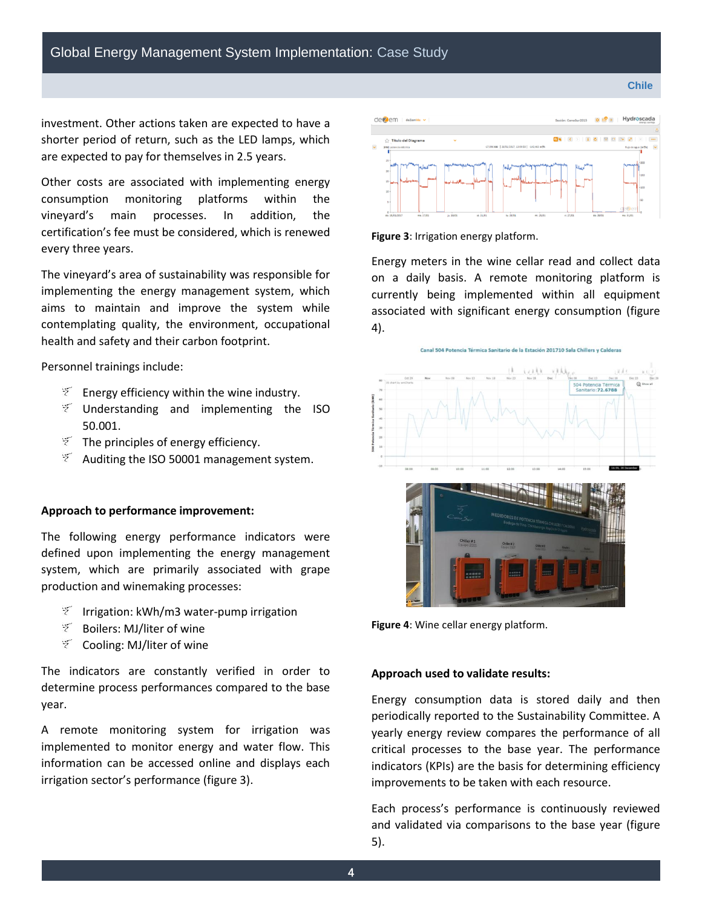investment. Other actions taken are expected to have a shorter period of return, such as the LED lamps, which are expected to pay for themselves in 2.5 years.

Other costs are associated with implementing energy consumption monitoring platforms within the vineyard's main processes. In addition, the certification's fee must be considered, which is renewed every three years.

The vineyard's area of sustainability was responsible for implementing the energy management system, which aims to maintain and improve the system while contemplating quality, the environment, occupational health and safety and their carbon footprint.

Personnel trainings include:

- Energy efficiency within the wine industry.
- Understanding and implementing the ISO 50.001.
- The principles of energy efficiency.
- Auditing the ISO 50001 management system.

**Approach to performance improvement:**

The following energy performance indicators were defined upon implementing the energy management system, which are primarily associated with grape production and winemaking processes:

- Irrigation: kWh/m3 water-pump irrigation
- Boilers: MJ/liter of wine
- Cooling: MJ/liter of wine

The indicators are constantly verified in order to determine process performances compared to the base year.

A remote monitoring system for irrigation was implemented to monitor energy and water flow. This information can be accessed online and displays each irrigation sector's performance (figure 3).

**Figure 3**: Irrigation energy platform.

Energy meters in the wine cellar read and collect data on a daily basis. A remote monitoring platform is currently being implemented within all equipment associated with significant energy consumption (figure 4).

**Figure 4**: Wine cellar energy platform.

**Approach used to validate results:**

Energy consumption data is stored daily and then periodically reported to the Sustainability Committee. A yearly energy review compares the performance of all critical processes to the base year. The performance indicators (KPIs) are the basis for determining efficiency improvements to be taken with each resource.

Each process's performance is continuously reviewed and validated via comparisons to the base year (figure 5).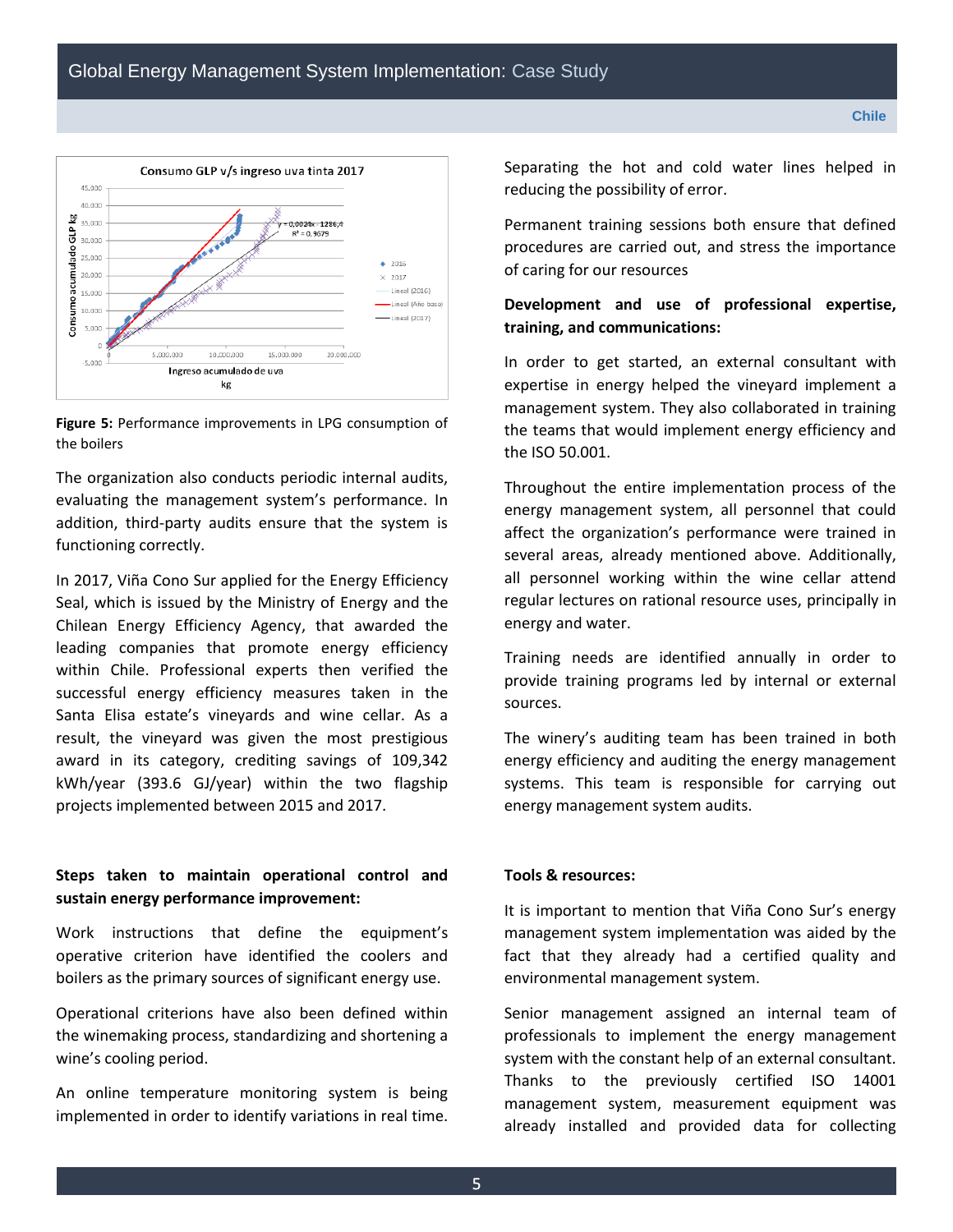Figure 5: Performance improvements in LPG consumption of the boilers

The organization also conducts periodic internal audits, evaluating the management system's performance. In addition, third-party audits ensure that the system is functioning correctly.

In 2017, Viña Cono Sur applied for the Energy Efficiency Seal, which is issued by the Ministry of Energy and the Chilean Energy Efficiency Agency, that awarded the leading companies that promote energy efficiency within Chile. Professional experts then verified the successful energy efficiency measures taken in the Santa Elisa estate's vineyards and wine cellar. As a result, the vineyard was given the most prestigious award in its category, crediting savings of 109,342 kWh/year (393.6 GJ/year) within the two flagship projects implemented between 2015 and 2017.

**Steps taken to maintain operational control and sustain energy performance improvement:**

Work instructions that define the equipment's operative criterion have identified the coolers and boilers as the primary sources of significant energy use.

Operational criterions have also been defined within the winemaking process, standardizing and shortening a wine's cooling period.

An online temperature monitoring system is being implemented in order to identify variations in real time.

Separating the hot and cold water lines helped in reducing the possibility of error.

Permanent training sessions both ensure that defined procedures are carried out, and stress the importance of caring for our resources

**Development and use of professional expertise, training, and communications:**

In order to get started, an external consultant with expertise in energy helped the vineyard implement a management system. They also collaborated in training the teams that would implement energy efficiency and the ISO 50.001.

Throughout the entire implementation process of the energy management system, all personnel that could affect the organization's performance were trained in several areas, already mentioned above. Additionally, all personnel working within the wine cellar attend regular lectures on rational resource uses, principally in energy and water.

Training needs are identified annually in order to provide training programs led by internal or external sources.

The winery's auditing team has been trained in both energy efficiency and auditing the energy management systems. This team is responsible for carrying out energy management system audits.

**Tools & resources:**

It is important to mention that Viña Cono Sur's energy management system implementation was aided by the fact that they already had a certified quality and environmental management system.

Senior management assigned an internal team of professionals to implement the energy management system with the constant help of an external consultant. Thanks to the previously certified ISO 14001 management system, measurement equipment was already installed and provided data for collecting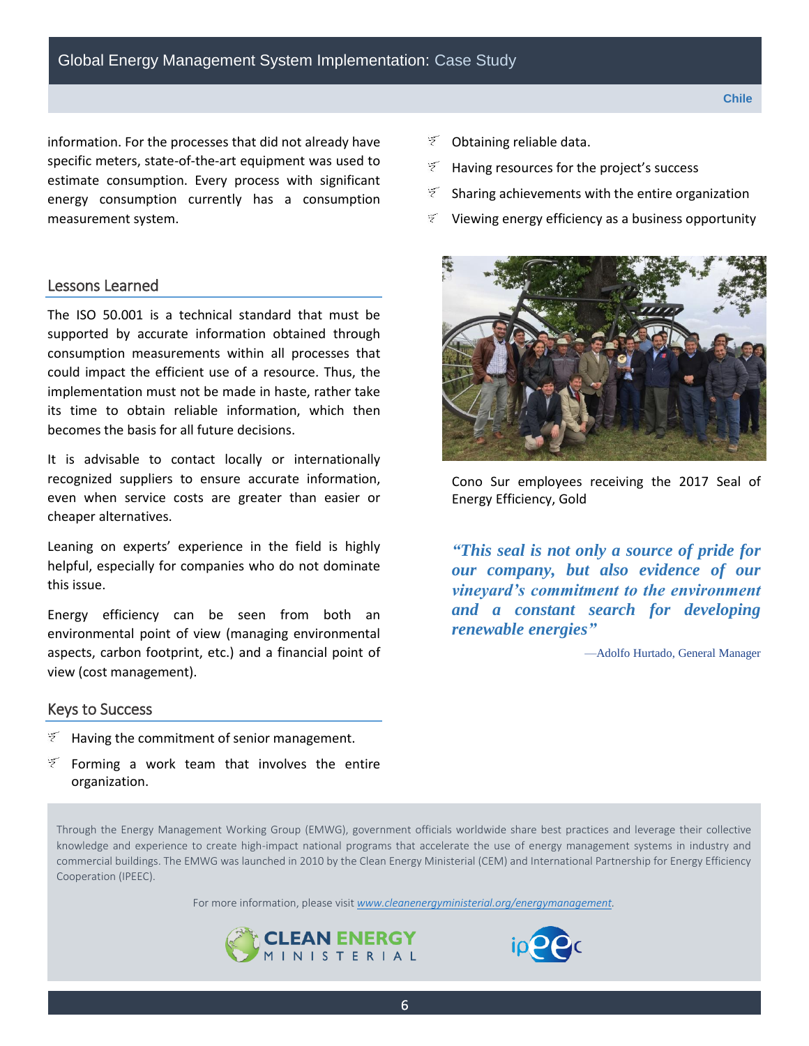information. For the processes that did not already have specific meters, state-of-the-art equipment was used to estimate consumption. Every process with significant energy consumption currently has a consumption measurement system.

## Lessons Learned

The ISO 50.001 is a technical standard that must be supported by accurate information obtained through consumption measurements within all processes that could impact the efficient use of a resource. Thus, the implementation must not be made in haste, rather take its time to obtain reliable information, which then becomes the basis for all future decisions.

It is advisable to contact locally or internationally recognized suppliers to ensure accurate information, even when service costs are greater than easier or cheaper alternatives.

Leaning on experts' experience in the field is highly helpful, especially for companies who do not dominate this issue.

Energy efficiency can be seen from both an environmental point of view (managing environmental aspects, carbon footprint, etc.) and a financial point of view (cost management).

## Keys to Success

- Having the commitment of senior management.
- Forming a work team that involves the entire organization.
- Obtaining reliable data.
- Having resources for the project's success
- Sharing achievements with the entire organization
- Viewing energy efficiency as a business opportunity

Cono Sur employees receiving the 2017 Seal of Energy Efficiency, Gold

> ***"This seal is not only a source of pride for our company, but also evidence of our vineyard's commitment to the environment and a constant search for developing renewable energies"***
>
> —Adolfo Hurtado, General Manager

Through the Energy Management Working Group (EMWG), government officials worldwide share best practices and leverage their collective knowledge and experience to create high-impact national programs that accelerate the use of energy management systems in industry and commercial buildings. The EMWG was launched in 2010 by the Clean Energy Ministerial (CEM) and International Partnership for Energy Efficiency Cooperation (IPEEC).

For more information, please visit *www.cleanenergyministerial.org/energymanagement*.

CLEAN ENERGY MINISTERIAL

ipeec